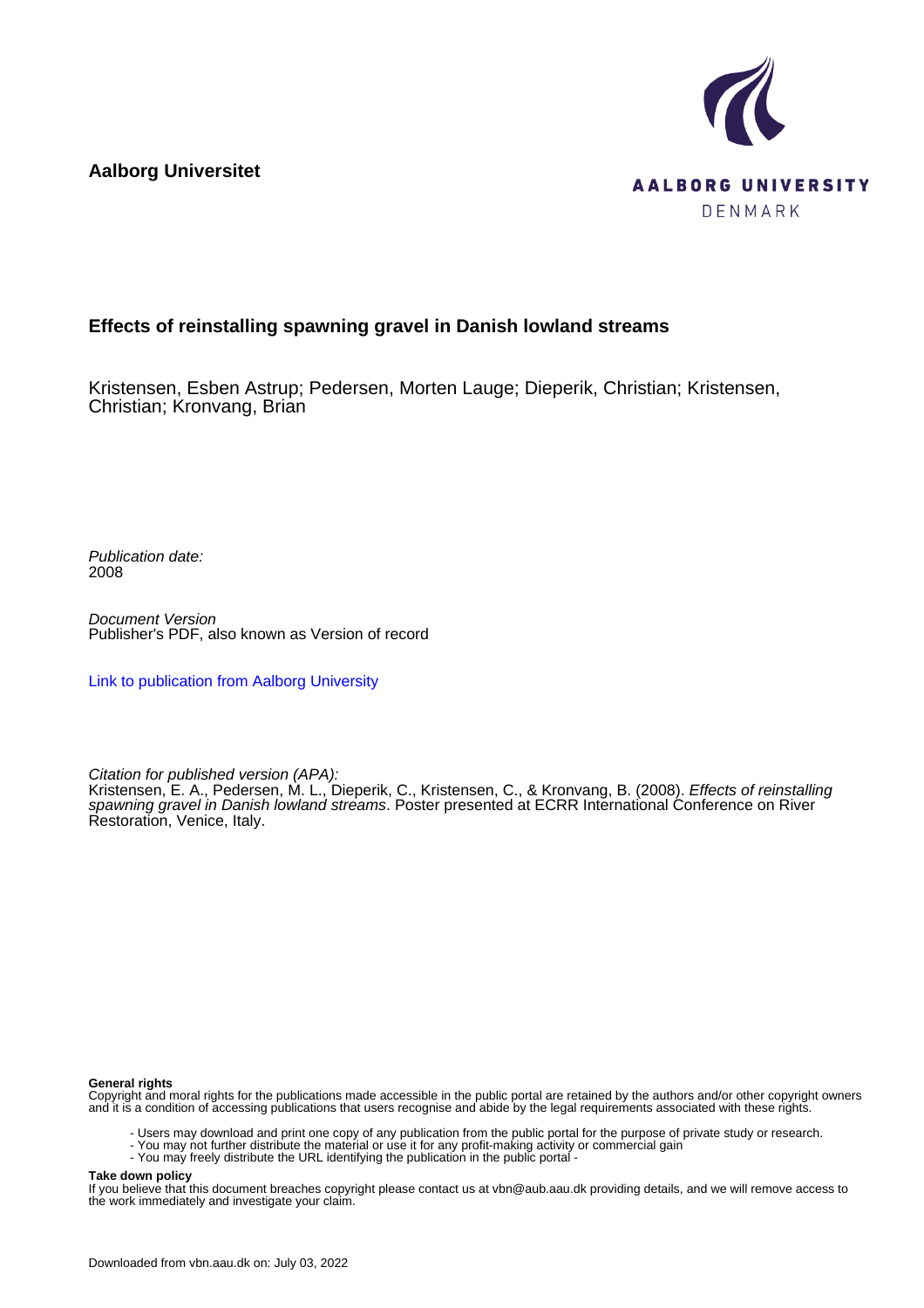**Aalborg Universitet**

AALBORG UNIVERSITY
DENMARK

## Effects of reinstalling spawning gravel in Danish lowland streams

Kristensen, Esben Astrup; Pedersen, Morten Lauge; Dieperik, Christian; Kristensen, Christian; Kronvang, Brian

*Publication date:*
2008

*Document Version*
Publisher's PDF, also known as Version of record

[Link to publication from Aalborg University](#)

*Citation for published version (APA):*
Kristensen, E. A., Pedersen, M. L., Dieperik, C., Kristensen, C., & Kronvang, B. (2008). *Effects of reinstalling spawning gravel in Danish lowland streams*. Poster presented at ECRR International Conference on River Restoration, Venice, Italy.

**General rights**
Copyright and moral rights for the publications made accessible in the public portal are retained by the authors and/or other copyright owners and it is a condition of accessing publications that users recognise and abide by the legal requirements associated with these rights.

- Users may download and print one copy of any publication from the public portal for the purpose of private study or research.
- You may not further distribute the material or use it for any profit-making activity or commercial gain
- You may freely distribute the URL identifying the publication in the public portal -

**Take down policy**
If you believe that this document breaches copyright please contact us at vbn@aub.aau.dk providing details, and we will remove access to the work immediately and investigate your claim.

Downloaded from vbn.aau.dk on: July 03, 2022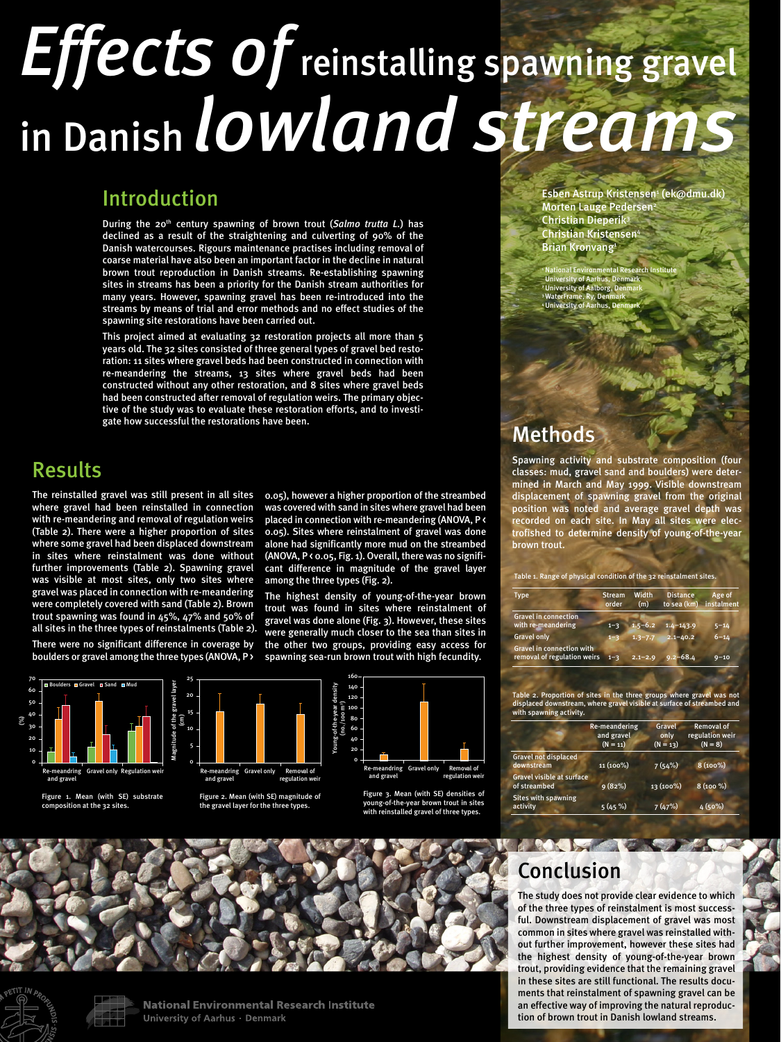# *Effects of* reinstalling spawning gravel in Danish *lowland streams*

Esben Astrup Kristensen[1] (ek@dmu.dk)
Morten Lauge Pedersen[2]
Christian Dieperik[3]
Christian Kristensen[4]
Brian Kronvang[1]

[1] National Environmental Research Institute University of Aarhus, Denmark
[2] University of Aalborg, Denmark
[3] WaterFrame, Ry, Denmark
[4] University of Aarhus, Denmark

## Introduction

During the 20th century spawning of brown trout (*Salmo trutta L.*) has declined as a result of the straightening and culverting of 90% of the Danish watercourses. Rigours maintenance practises including removal of coarse material have also been an important factor in the decline in natural brown trout reproduction in Danish streams. Re-establishing spawning sites in streams has been a priority for the Danish stream authorities for many years. However, spawning gravel has been re-introduced into the streams by means of trial and error methods and no effect studies of the spawning site restorations have been carried out.

This project aimed at evaluating 32 restoration projects all more than 5 years old. The 32 sites consisted of three general types of gravel bed restoration: 11 sites where gravel beds had been constructed in connection with re-meandering the streams, 13 sites where gravel beds had been constructed without any other restoration, and 8 sites where gravel beds had been constructed after removal of regulation weirs. The primary objective of the study was to evaluate these restoration efforts, and to investigate how successful the restorations have been.

## Methods

Spawning activity and substrate composition (four classes: mud, gravel sand and boulders) were determined in March and May 1999. Visible downstream displacement of spawning gravel from the original position was noted and average gravel depth was recorded on each site. In May all sites were electrofished to determine density of young-of-the-year brown trout.

Table 1. Range of physical condition of the 32 reinstalment sites.

| Type | Stream order | Width (m) | Distance to sea (km) | Age of instalment |
|---|---|---|---|---|
| Gravel in connection with re-meandering | 1–3 | 1.5–6.2 | 1.4–143.9 | 5–14 |
| Gravel only | 1–3 | 1.3–7.7 | 2.1–40.2 | 6–14 |
| Gravel in connection with removal of regulation weirs | 1–3 | 2.1–2.9 | 9.2–68.4 | 9–10 |

Table 2. Proportion of sites in the three groups where gravel was not displaced downstream, where gravel visible at surface of streambed and with spawning activity.

| | Re-meandering and gravel (N = 11) | Gravel only (N = 13) | Removal of regulation weir (N = 8) |
|---|---|---|---|
| Gravel not displaced downstream | 11 (100%) | 7 (54%) | 8 (100%) |
| Gravel visible at surface of streambed | 9 (82%) | 13 (100%) | 8 (100 %) |
| Sites with spawning activity | 5 (45 %) | 7 (47%) | 4 (50%) |

## Results

The reinstalled gravel was still present in all sites where gravel had been reinstalled in connection with re-meandering and removal of regulation weirs (Table 2). There were a higher proportion of sites where some gravel had been displaced downstream in sites where reinstalment was done without further improvements (Table 2). Spawning gravel was visible at most sites, only two sites where gravel was placed in connection with re-meandering were completely covered with sand (Table 2). Brown trout spawning was found in 45%, 47% and 50% of all sites in the three types of reinstalments (Table 2).

There were no significant difference in coverage by boulders or gravel among the three types (ANOVA, $P > 0.05$), however a higher proportion of the streambed was covered with sand in sites where gravel had been placed in connection with re-meandering (ANOVA, $P < 0.05$). Sites where reinstalment of gravel was done alone had significantly more mud on the streambed (ANOVA, $P < 0.05$, Fig. 1). Overall, there was no significant difference in magnitude of the gravel layer among the three groups (Fig. 2).

The highest density of young-of-the-year brown trout was found in sites where reinstalment of gravel was done alone (Fig. 3). However, these sites were generally much closer to the sea than sites in the other two groups, providing easy access for spawning sea-run brown trout with high fecundity.

Boulders Gravel Sand Mud
(%)
70 60 50 40 30 20 10 0
Re-meandring and gravel / Gravel only / Regulation weir

Figure 1. Mean (with SE) substrate composition at the 32 sites.

Magnitude of the gravel layer (cm)
25 20 15 10 5 0
Re-meandring and gravel / Gravel only / Removal of regulation weir

Figure 2. Mean (with SE) magnitude of the gravel layer for the three types.

Young-of-the-year density (no./100 m²)
160 140 120 100 80 60 40 20 0
Re-meandring and gravel / Gravel only / Removal of regulation weir

Figure 3. Mean (with SE) densities of young-of-the-year brown trout in sites with reinstalled gravel of three types.

## Conclusion

The study does not provide clear evidence to which of the three types of reinstalment is most successful. Downstream displacement of gravel was most common in sites where gravel was reinstalled without further improvement, however these sites had the highest density of young-of-the-year brown trout, providing evidence that the remaining gravel in these sites are still functional. The results documents that reinstalment of spawning gravel can be an effective way of improving the natural reproduction of brown trout in Danish lowland streams.

National Environmental Research Institute
University of Aarhus · Denmark